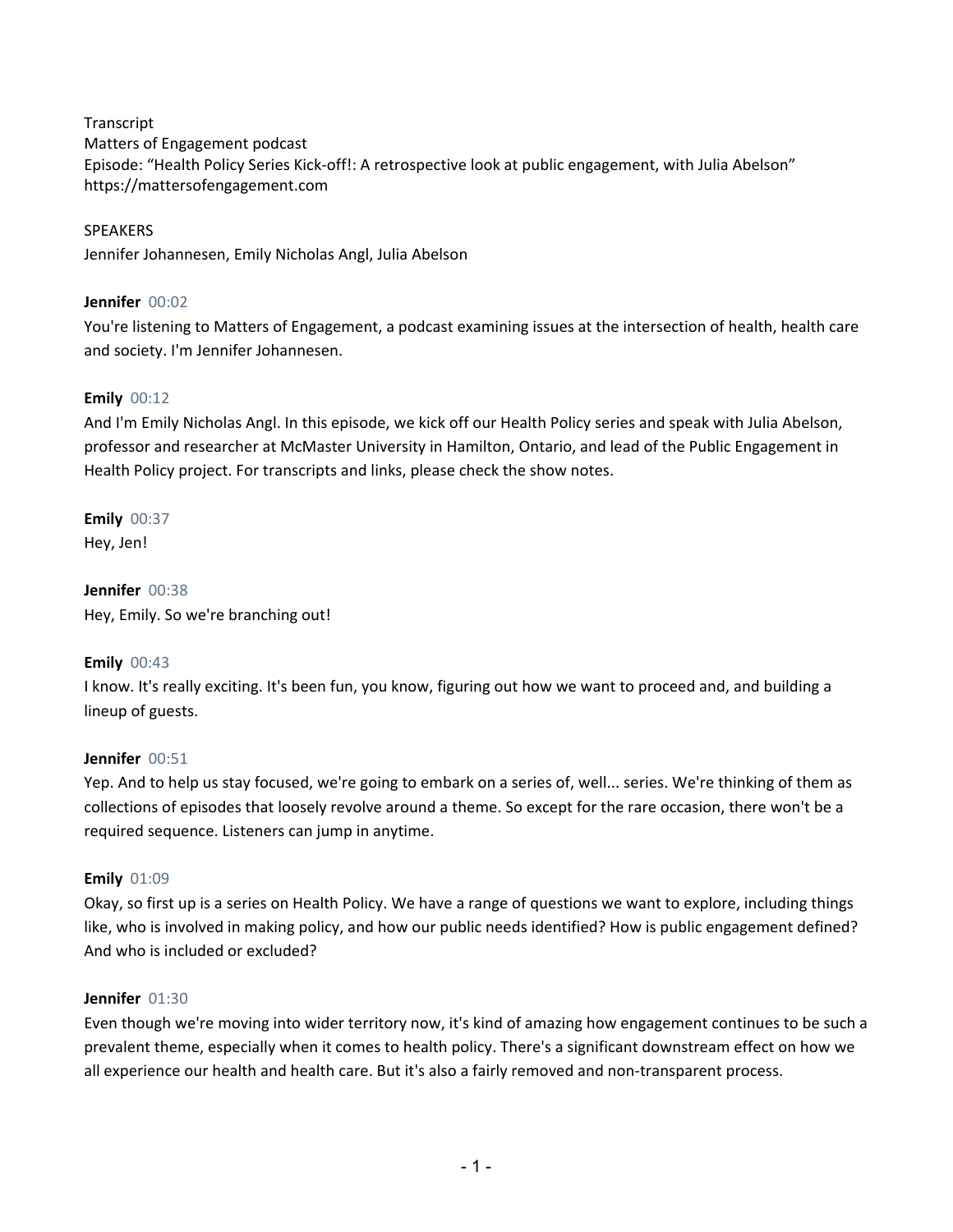Transcript
Matters of Engagement podcast
Episode: "Health Policy Series Kick-off!: A retrospective look at public engagement, with Julia Abelson"
https://mattersofengagement.com

SPEAKERS
Jennifer Johannesen, Emily Nicholas Angl, Julia Abelson

**Jennifer** 00:02
You're listening to Matters of Engagement, a podcast examining issues at the intersection of health, health care and society. I'm Jennifer Johannesen.

**Emily** 00:12
And I'm Emily Nicholas Angl. In this episode, we kick off our Health Policy series and speak with Julia Abelson, professor and researcher at McMaster University in Hamilton, Ontario, and lead of the Public Engagement in Health Policy project. For transcripts and links, please check the show notes.

**Emily** 00:37
Hey, Jen!

**Jennifer** 00:38
Hey, Emily. So we're branching out!

**Emily** 00:43
I know. It's really exciting. It's been fun, you know, figuring out how we want to proceed and, and building a lineup of guests.

**Jennifer** 00:51
Yep. And to help us stay focused, we're going to embark on a series of, well... series. We're thinking of them as collections of episodes that loosely revolve around a theme. So except for the rare occasion, there won't be a required sequence. Listeners can jump in anytime.

**Emily** 01:09
Okay, so first up is a series on Health Policy. We have a range of questions we want to explore, including things like, who is involved in making policy, and how our public needs identified? How is public engagement defined? And who is included or excluded?

**Jennifer** 01:30
Even though we're moving into wider territory now, it's kind of amazing how engagement continues to be such a prevalent theme, especially when it comes to health policy. There's a significant downstream effect on how we all experience our health and health care. But it's also a fairly removed and non-transparent process.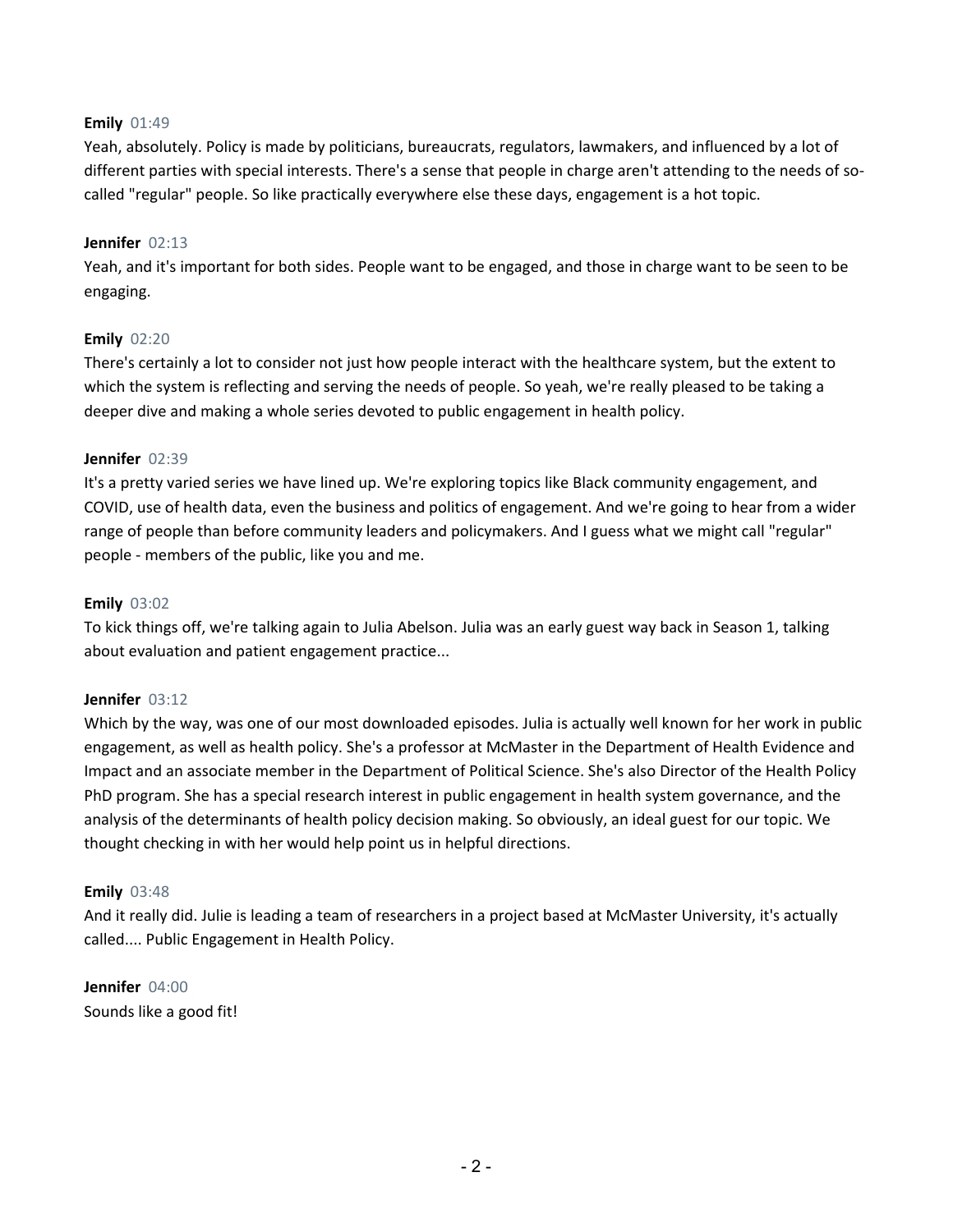**Emily** 01:49
Yeah, absolutely. Policy is made by politicians, bureaucrats, regulators, lawmakers, and influenced by a lot of different parties with special interests. There's a sense that people in charge aren't attending to the needs of so-called "regular" people. So like practically everywhere else these days, engagement is a hot topic.

**Jennifer** 02:13
Yeah, and it's important for both sides. People want to be engaged, and those in charge want to be seen to be engaging.

**Emily** 02:20
There's certainly a lot to consider not just how people interact with the healthcare system, but the extent to which the system is reflecting and serving the needs of people. So yeah, we're really pleased to be taking a deeper dive and making a whole series devoted to public engagement in health policy.

**Jennifer** 02:39
It's a pretty varied series we have lined up. We're exploring topics like Black community engagement, and COVID, use of health data, even the business and politics of engagement. And we're going to hear from a wider range of people than before community leaders and policymakers. And I guess what we might call "regular" people - members of the public, like you and me.

**Emily** 03:02
To kick things off, we're talking again to Julia Abelson. Julia was an early guest way back in Season 1, talking about evaluation and patient engagement practice...

**Jennifer** 03:12
Which by the way, was one of our most downloaded episodes. Julia is actually well known for her work in public engagement, as well as health policy. She's a professor at McMaster in the Department of Health Evidence and Impact and an associate member in the Department of Political Science. She's also Director of the Health Policy PhD program. She has a special research interest in public engagement in health system governance, and the analysis of the determinants of health policy decision making. So obviously, an ideal guest for our topic. We thought checking in with her would help point us in helpful directions.

**Emily** 03:48
And it really did. Julie is leading a team of researchers in a project based at McMaster University, it's actually called.... Public Engagement in Health Policy.

**Jennifer** 04:00
Sounds like a good fit!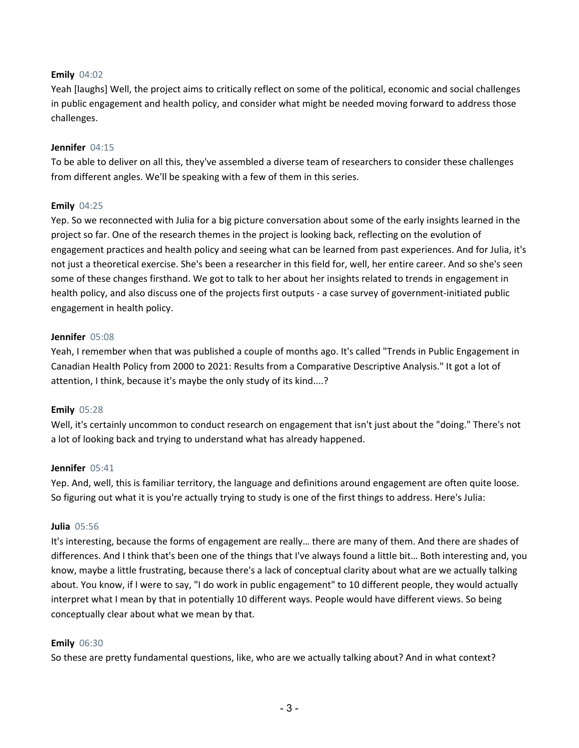**Emily** 04:02
Yeah [laughs] Well, the project aims to critically reflect on some of the political, economic and social challenges in public engagement and health policy, and consider what might be needed moving forward to address those challenges.

**Jennifer** 04:15
To be able to deliver on all this, they've assembled a diverse team of researchers to consider these challenges from different angles. We'll be speaking with a few of them in this series.

**Emily** 04:25
Yep. So we reconnected with Julia for a big picture conversation about some of the early insights learned in the project so far. One of the research themes in the project is looking back, reflecting on the evolution of engagement practices and health policy and seeing what can be learned from past experiences. And for Julia, it's not just a theoretical exercise. She's been a researcher in this field for, well, her entire career. And so she's seen some of these changes firsthand. We got to talk to her about her insights related to trends in engagement in health policy, and also discuss one of the projects first outputs - a case survey of government-initiated public engagement in health policy.

**Jennifer** 05:08
Yeah, I remember when that was published a couple of months ago. It's called "Trends in Public Engagement in Canadian Health Policy from 2000 to 2021: Results from a Comparative Descriptive Analysis." It got a lot of attention, I think, because it's maybe the only study of its kind....?

**Emily** 05:28
Well, it's certainly uncommon to conduct research on engagement that isn't just about the "doing." There's not a lot of looking back and trying to understand what has already happened.

**Jennifer** 05:41
Yep. And, well, this is familiar territory, the language and definitions around engagement are often quite loose. So figuring out what it is you're actually trying to study is one of the first things to address. Here's Julia:

**Julia** 05:56
It's interesting, because the forms of engagement are really… there are many of them. And there are shades of differences. And I think that's been one of the things that I've always found a little bit… Both interesting and, you know, maybe a little frustrating, because there's a lack of conceptual clarity about what are we actually talking about. You know, if I were to say, "I do work in public engagement" to 10 different people, they would actually interpret what I mean by that in potentially 10 different ways. People would have different views. So being conceptually clear about what we mean by that.

**Emily** 06:30
So these are pretty fundamental questions, like, who are we actually talking about? And in what context?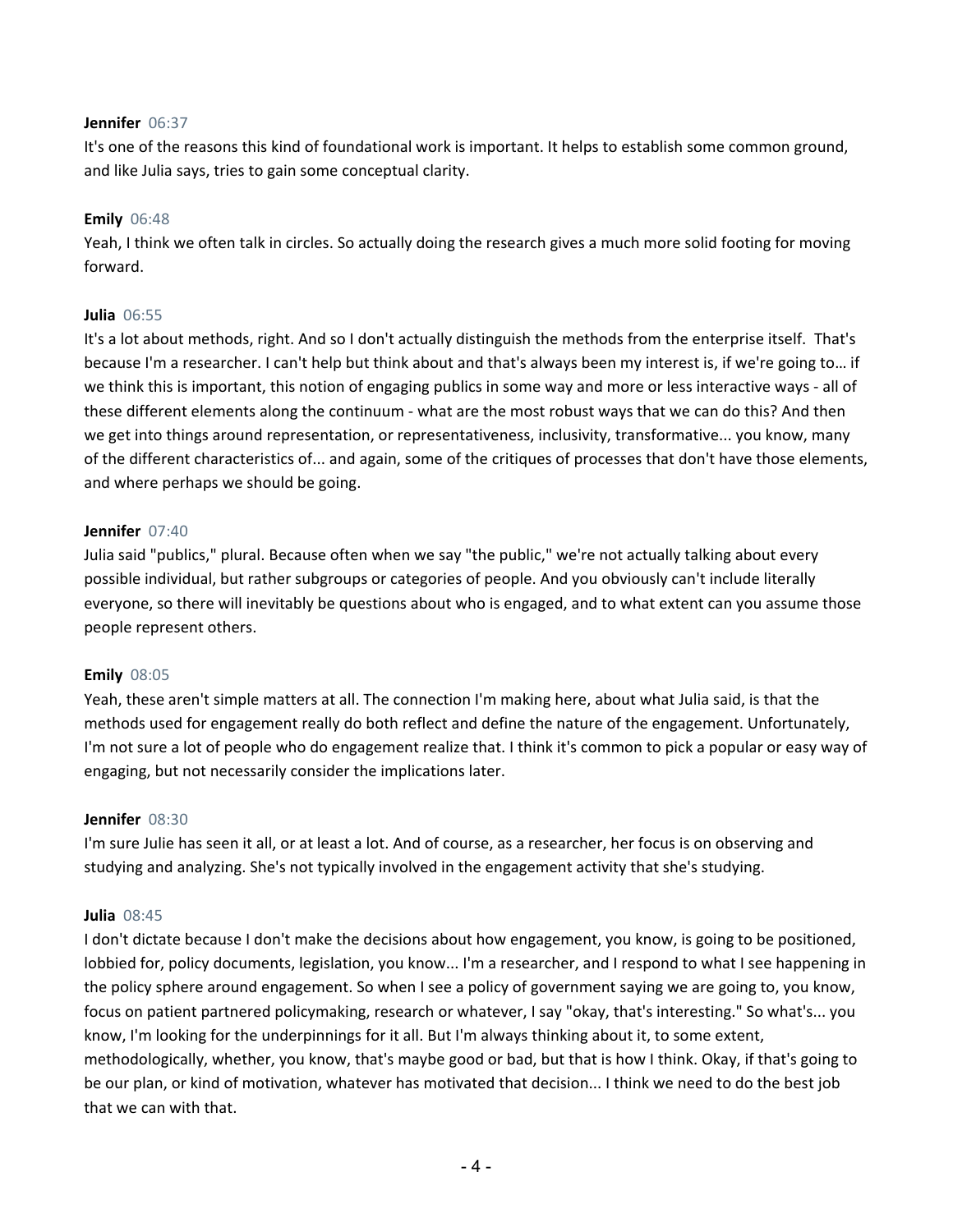**Jennifer** 06:37
It's one of the reasons this kind of foundational work is important. It helps to establish some common ground, and like Julia says, tries to gain some conceptual clarity.

**Emily** 06:48
Yeah, I think we often talk in circles. So actually doing the research gives a much more solid footing for moving forward.

**Julia** 06:55
It's a lot about methods, right. And so I don't actually distinguish the methods from the enterprise itself. That's because I'm a researcher. I can't help but think about and that's always been my interest is, if we're going to… if we think this is important, this notion of engaging publics in some way and more or less interactive ways - all of these different elements along the continuum - what are the most robust ways that we can do this? And then we get into things around representation, or representativeness, inclusivity, transformative... you know, many of the different characteristics of... and again, some of the critiques of processes that don't have those elements, and where perhaps we should be going.

**Jennifer** 07:40
Julia said "publics," plural. Because often when we say "the public," we're not actually talking about every possible individual, but rather subgroups or categories of people. And you obviously can't include literally everyone, so there will inevitably be questions about who is engaged, and to what extent can you assume those people represent others.

**Emily** 08:05
Yeah, these aren't simple matters at all. The connection I'm making here, about what Julia said, is that the methods used for engagement really do both reflect and define the nature of the engagement. Unfortunately, I'm not sure a lot of people who do engagement realize that. I think it's common to pick a popular or easy way of engaging, but not necessarily consider the implications later.

**Jennifer** 08:30
I'm sure Julie has seen it all, or at least a lot. And of course, as a researcher, her focus is on observing and studying and analyzing. She's not typically involved in the engagement activity that she's studying.

**Julia** 08:45
I don't dictate because I don't make the decisions about how engagement, you know, is going to be positioned, lobbied for, policy documents, legislation, you know... I'm a researcher, and I respond to what I see happening in the policy sphere around engagement. So when I see a policy of government saying we are going to, you know, focus on patient partnered policymaking, research or whatever, I say "okay, that's interesting." So what's... you know, I'm looking for the underpinnings for it all. But I'm always thinking about it, to some extent, methodologically, whether, you know, that's maybe good or bad, but that is how I think. Okay, if that's going to be our plan, or kind of motivation, whatever has motivated that decision... I think we need to do the best job that we can with that.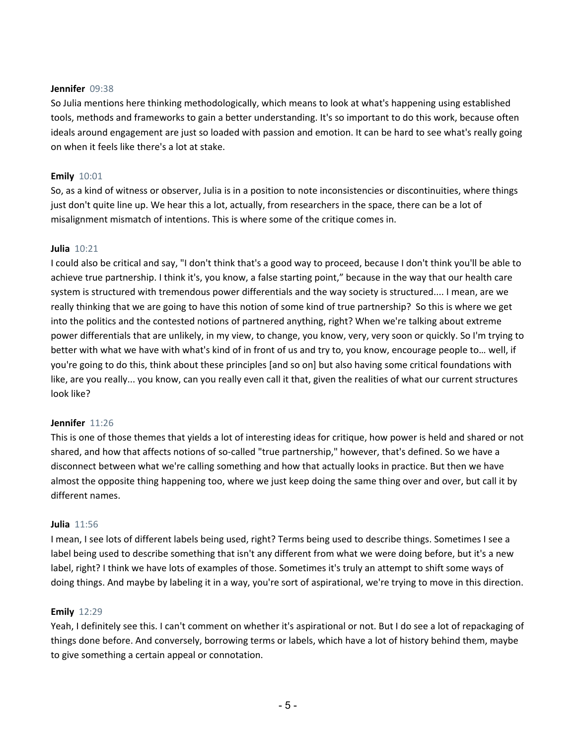**Jennifer** 09:38

So Julia mentions here thinking methodologically, which means to look at what's happening using established tools, methods and frameworks to gain a better understanding. It's so important to do this work, because often ideals around engagement are just so loaded with passion and emotion. It can be hard to see what's really going on when it feels like there's a lot at stake.

**Emily** 10:01

So, as a kind of witness or observer, Julia is in a position to note inconsistencies or discontinuities, where things just don't quite line up. We hear this a lot, actually, from researchers in the space, there can be a lot of misalignment mismatch of intentions. This is where some of the critique comes in.

**Julia** 10:21

I could also be critical and say, "I don't think that's a good way to proceed, because I don't think you'll be able to achieve true partnership. I think it's, you know, a false starting point," because in the way that our health care system is structured with tremendous power differentials and the way society is structured.... I mean, are we really thinking that we are going to have this notion of some kind of true partnership? So this is where we get into the politics and the contested notions of partnered anything, right? When we're talking about extreme power differentials that are unlikely, in my view, to change, you know, very, very soon or quickly. So I'm trying to better with what we have with what's kind of in front of us and try to, you know, encourage people to… well, if you're going to do this, think about these principles [and so on] but also having some critical foundations with like, are you really... you know, can you really even call it that, given the realities of what our current structures look like?

**Jennifer** 11:26

This is one of those themes that yields a lot of interesting ideas for critique, how power is held and shared or not shared, and how that affects notions of so-called "true partnership," however, that's defined. So we have a disconnect between what we're calling something and how that actually looks in practice. But then we have almost the opposite thing happening too, where we just keep doing the same thing over and over, but call it by different names.

**Julia** 11:56

I mean, I see lots of different labels being used, right? Terms being used to describe things. Sometimes I see a label being used to describe something that isn't any different from what we were doing before, but it's a new label, right? I think we have lots of examples of those. Sometimes it's truly an attempt to shift some ways of doing things. And maybe by labeling it in a way, you're sort of aspirational, we're trying to move in this direction.

**Emily** 12:29

Yeah, I definitely see this. I can't comment on whether it's aspirational or not. But I do see a lot of repackaging of things done before. And conversely, borrowing terms or labels, which have a lot of history behind them, maybe to give something a certain appeal or connotation.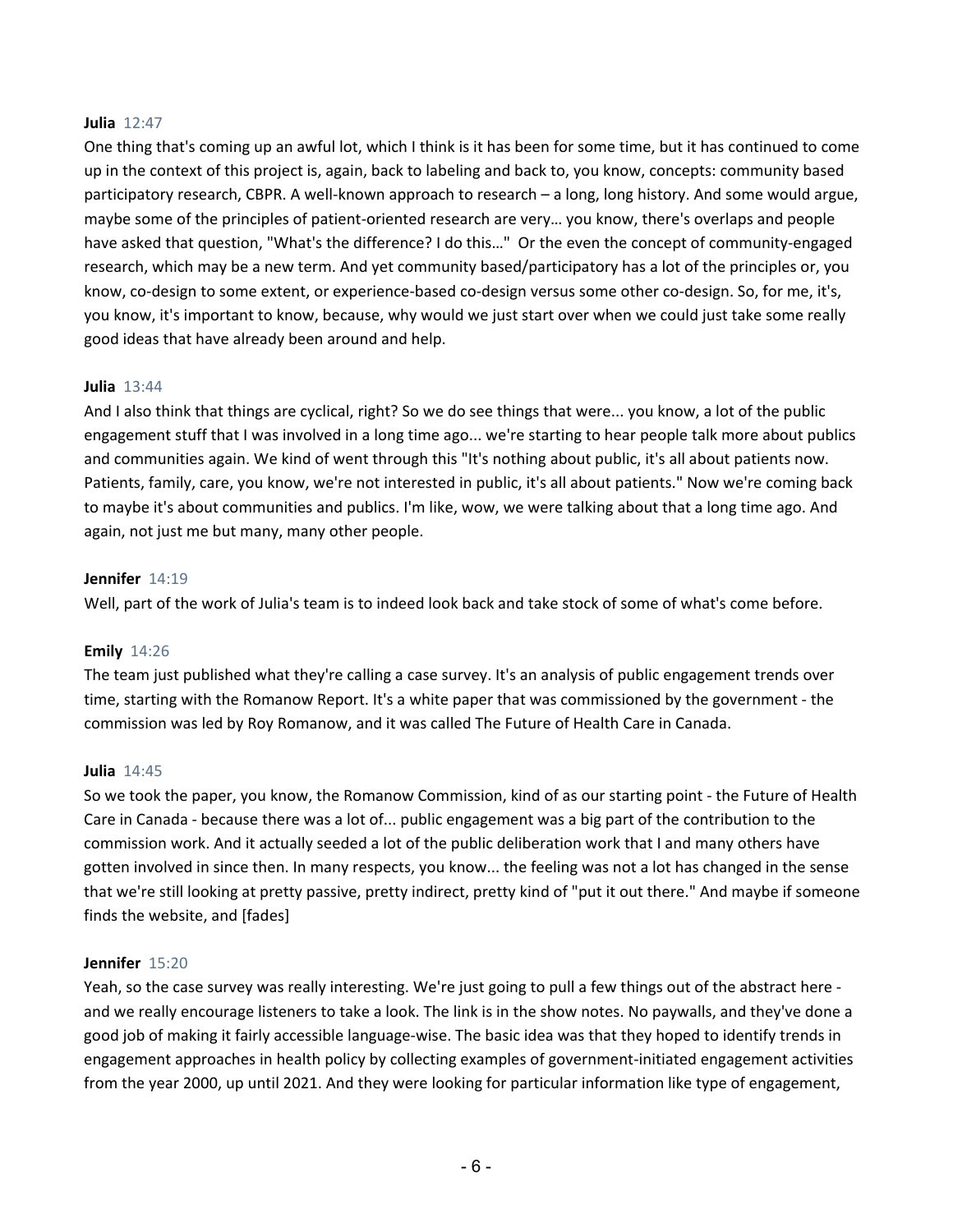**Julia** 12:47

One thing that's coming up an awful lot, which I think is it has been for some time, but it has continued to come up in the context of this project is, again, back to labeling and back to, you know, concepts: community based participatory research, CBPR. A well-known approach to research – a long, long history. And some would argue, maybe some of the principles of patient-oriented research are very… you know, there's overlaps and people have asked that question, "What's the difference? I do this…" Or the even the concept of community-engaged research, which may be a new term. And yet community based/participatory has a lot of the principles or, you know, co-design to some extent, or experience-based co-design versus some other co-design. So, for me, it's, you know, it's important to know, because, why would we just start over when we could just take some really good ideas that have already been around and help.

**Julia** 13:44

And I also think that things are cyclical, right? So we do see things that were... you know, a lot of the public engagement stuff that I was involved in a long time ago... we're starting to hear people talk more about publics and communities again. We kind of went through this "It's nothing about public, it's all about patients now. Patients, family, care, you know, we're not interested in public, it's all about patients." Now we're coming back to maybe it's about communities and publics. I'm like, wow, we were talking about that a long time ago. And again, not just me but many, many other people.

**Jennifer** 14:19

Well, part of the work of Julia's team is to indeed look back and take stock of some of what's come before.

**Emily** 14:26

The team just published what they're calling a case survey. It's an analysis of public engagement trends over time, starting with the Romanow Report. It's a white paper that was commissioned by the government - the commission was led by Roy Romanow, and it was called The Future of Health Care in Canada.

**Julia** 14:45

So we took the paper, you know, the Romanow Commission, kind of as our starting point - the Future of Health Care in Canada - because there was a lot of... public engagement was a big part of the contribution to the commission work. And it actually seeded a lot of the public deliberation work that I and many others have gotten involved in since then. In many respects, you know... the feeling was not a lot has changed in the sense that we're still looking at pretty passive, pretty indirect, pretty kind of "put it out there." And maybe if someone finds the website, and [fades]

**Jennifer** 15:20

Yeah, so the case survey was really interesting. We're just going to pull a few things out of the abstract here - and we really encourage listeners to take a look. The link is in the show notes. No paywalls, and they've done a good job of making it fairly accessible language-wise. The basic idea was that they hoped to identify trends in engagement approaches in health policy by collecting examples of government-initiated engagement activities from the year 2000, up until 2021. And they were looking for particular information like type of engagement,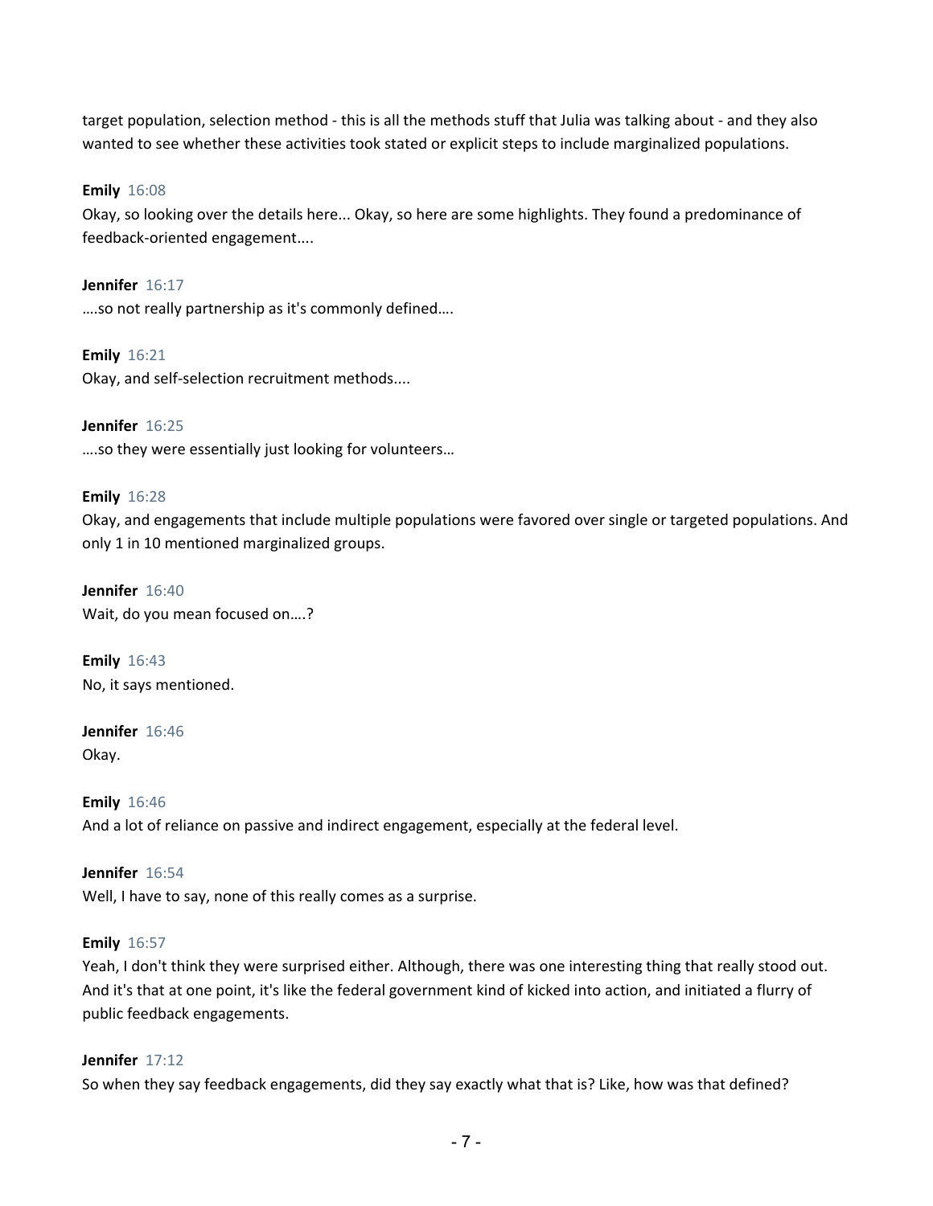target population, selection method - this is all the methods stuff that Julia was talking about - and they also wanted to see whether these activities took stated or explicit steps to include marginalized populations.

**Emily** 16:08
Okay, so looking over the details here... Okay, so here are some highlights. They found a predominance of feedback-oriented engagement....

**Jennifer** 16:17
….so not really partnership as it's commonly defined….

**Emily** 16:21
Okay, and self-selection recruitment methods....

**Jennifer** 16:25
….so they were essentially just looking for volunteers…

**Emily** 16:28
Okay, and engagements that include multiple populations were favored over single or targeted populations. And only 1 in 10 mentioned marginalized groups.

**Jennifer** 16:40
Wait, do you mean focused on….?

**Emily** 16:43
No, it says mentioned.

**Jennifer** 16:46
Okay.

**Emily** 16:46
And a lot of reliance on passive and indirect engagement, especially at the federal level.

**Jennifer** 16:54
Well, I have to say, none of this really comes as a surprise.

**Emily** 16:57
Yeah, I don't think they were surprised either. Although, there was one interesting thing that really stood out. And it's that at one point, it's like the federal government kind of kicked into action, and initiated a flurry of public feedback engagements.

**Jennifer** 17:12
So when they say feedback engagements, did they say exactly what that is? Like, how was that defined?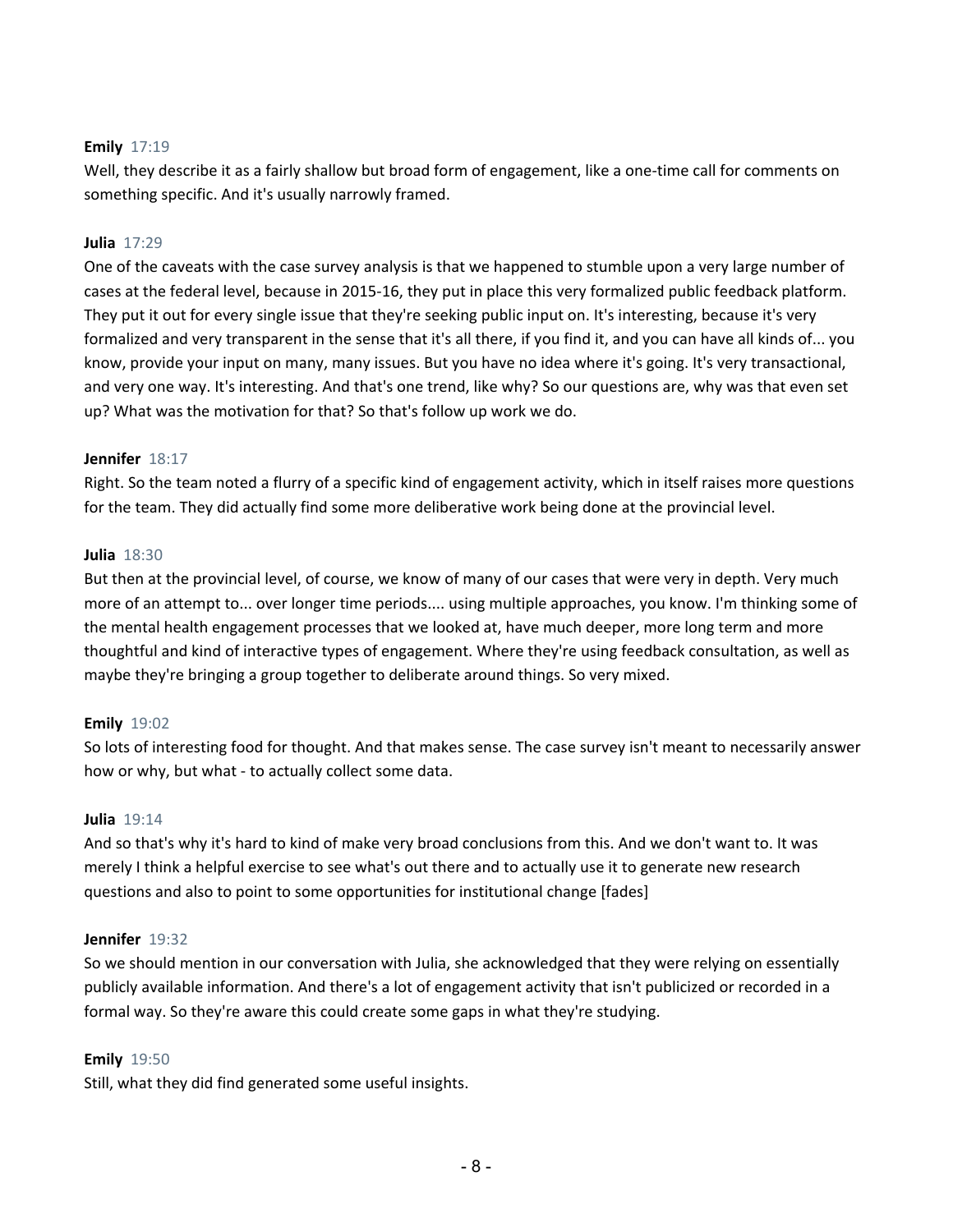**Emily** 17:19
Well, they describe it as a fairly shallow but broad form of engagement, like a one-time call for comments on something specific. And it's usually narrowly framed.

**Julia** 17:29
One of the caveats with the case survey analysis is that we happened to stumble upon a very large number of cases at the federal level, because in 2015-16, they put in place this very formalized public feedback platform. They put it out for every single issue that they're seeking public input on. It's interesting, because it's very formalized and very transparent in the sense that it's all there, if you find it, and you can have all kinds of... you know, provide your input on many, many issues. But you have no idea where it's going. It's very transactional, and very one way. It's interesting. And that's one trend, like why? So our questions are, why was that even set up? What was the motivation for that? So that's follow up work we do.

**Jennifer** 18:17
Right. So the team noted a flurry of a specific kind of engagement activity, which in itself raises more questions for the team. They did actually find some more deliberative work being done at the provincial level.

**Julia** 18:30
But then at the provincial level, of course, we know of many of our cases that were very in depth. Very much more of an attempt to... over longer time periods.... using multiple approaches, you know. I'm thinking some of the mental health engagement processes that we looked at, have much deeper, more long term and more thoughtful and kind of interactive types of engagement. Where they're using feedback consultation, as well as maybe they're bringing a group together to deliberate around things. So very mixed.

**Emily** 19:02
So lots of interesting food for thought. And that makes sense. The case survey isn't meant to necessarily answer how or why, but what - to actually collect some data.

**Julia** 19:14
And so that's why it's hard to kind of make very broad conclusions from this. And we don't want to. It was merely I think a helpful exercise to see what's out there and to actually use it to generate new research questions and also to point to some opportunities for institutional change [fades]

**Jennifer** 19:32
So we should mention in our conversation with Julia, she acknowledged that they were relying on essentially publicly available information. And there's a lot of engagement activity that isn't publicized or recorded in a formal way. So they're aware this could create some gaps in what they're studying.

**Emily** 19:50
Still, what they did find generated some useful insights.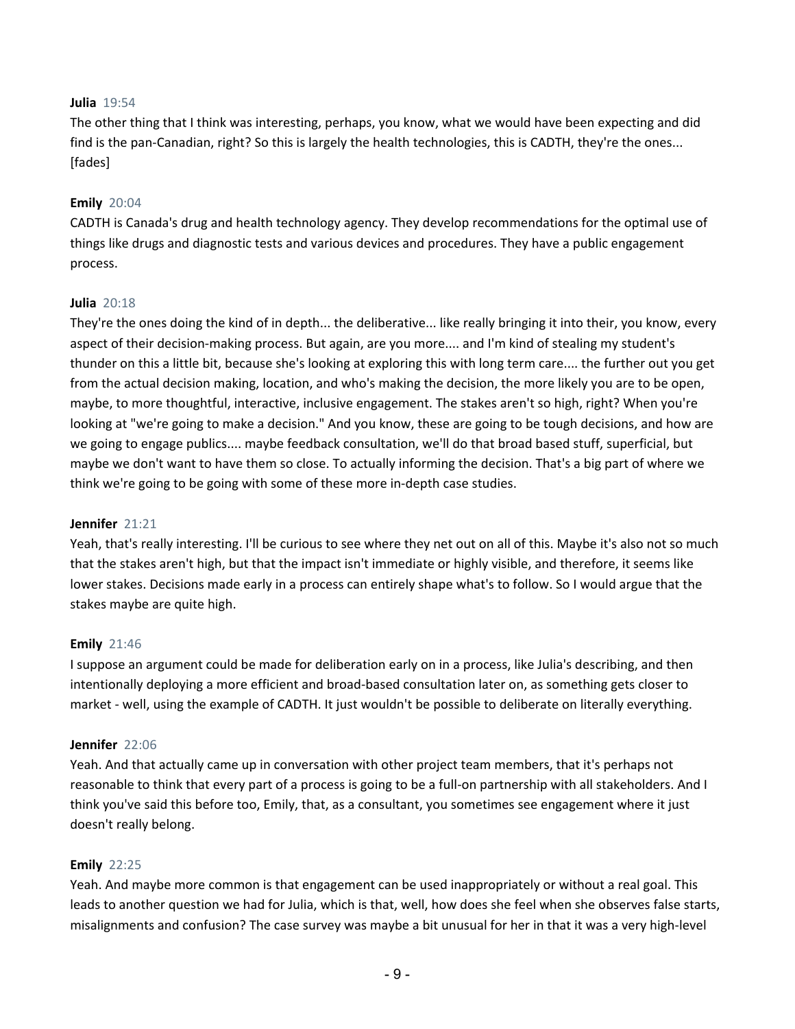**Julia** 19:54

The other thing that I think was interesting, perhaps, you know, what we would have been expecting and did find is the pan-Canadian, right? So this is largely the health technologies, this is CADTH, they're the ones... [fades]

**Emily** 20:04

CADTH is Canada's drug and health technology agency. They develop recommendations for the optimal use of things like drugs and diagnostic tests and various devices and procedures. They have a public engagement process.

**Julia** 20:18

They're the ones doing the kind of in depth... the deliberative... like really bringing it into their, you know, every aspect of their decision-making process. But again, are you more.... and I'm kind of stealing my student's thunder on this a little bit, because she's looking at exploring this with long term care.... the further out you get from the actual decision making, location, and who's making the decision, the more likely you are to be open, maybe, to more thoughtful, interactive, inclusive engagement. The stakes aren't so high, right? When you're looking at "we're going to make a decision." And you know, these are going to be tough decisions, and how are we going to engage publics.... maybe feedback consultation, we'll do that broad based stuff, superficial, but maybe we don't want to have them so close. To actually informing the decision. That's a big part of where we think we're going to be going with some of these more in-depth case studies.

**Jennifer** 21:21

Yeah, that's really interesting. I'll be curious to see where they net out on all of this. Maybe it's also not so much that the stakes aren't high, but that the impact isn't immediate or highly visible, and therefore, it seems like lower stakes. Decisions made early in a process can entirely shape what's to follow. So I would argue that the stakes maybe are quite high.

**Emily** 21:46

I suppose an argument could be made for deliberation early on in a process, like Julia's describing, and then intentionally deploying a more efficient and broad-based consultation later on, as something gets closer to market - well, using the example of CADTH. It just wouldn't be possible to deliberate on literally everything.

**Jennifer** 22:06

Yeah. And that actually came up in conversation with other project team members, that it's perhaps not reasonable to think that every part of a process is going to be a full-on partnership with all stakeholders. And I think you've said this before too, Emily, that, as a consultant, you sometimes see engagement where it just doesn't really belong.

**Emily** 22:25

Yeah. And maybe more common is that engagement can be used inappropriately or without a real goal. This leads to another question we had for Julia, which is that, well, how does she feel when she observes false starts, misalignments and confusion? The case survey was maybe a bit unusual for her in that it was a very high-level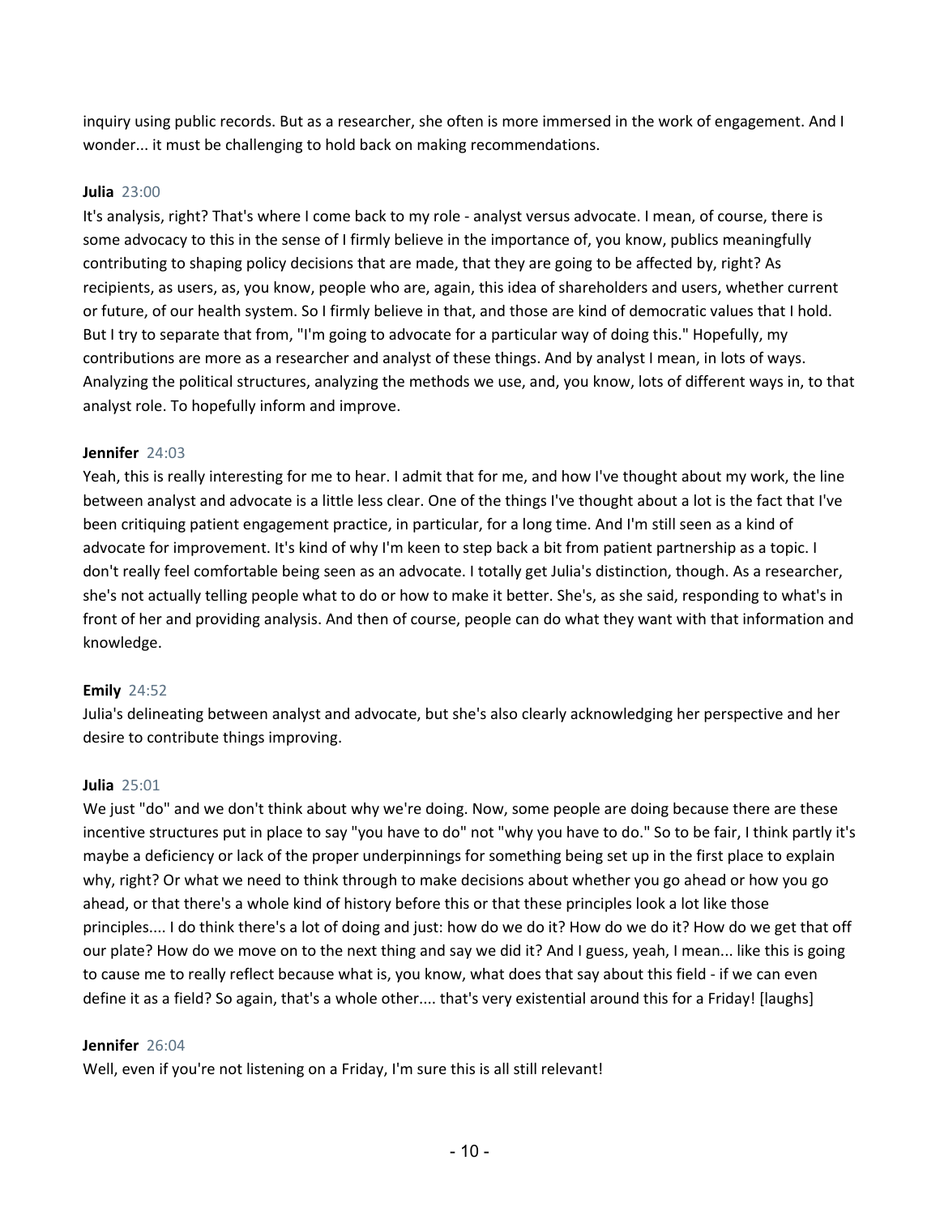inquiry using public records. But as a researcher, she often is more immersed in the work of engagement. And I wonder... it must be challenging to hold back on making recommendations.

**Julia** 23:00
It's analysis, right? That's where I come back to my role - analyst versus advocate. I mean, of course, there is some advocacy to this in the sense of I firmly believe in the importance of, you know, publics meaningfully contributing to shaping policy decisions that are made, that they are going to be affected by, right? As recipients, as users, as, you know, people who are, again, this idea of shareholders and users, whether current or future, of our health system. So I firmly believe in that, and those are kind of democratic values that I hold. But I try to separate that from, "I'm going to advocate for a particular way of doing this." Hopefully, my contributions are more as a researcher and analyst of these things. And by analyst I mean, in lots of ways. Analyzing the political structures, analyzing the methods we use, and, you know, lots of different ways in, to that analyst role. To hopefully inform and improve.

**Jennifer** 24:03
Yeah, this is really interesting for me to hear. I admit that for me, and how I've thought about my work, the line between analyst and advocate is a little less clear. One of the things I've thought about a lot is the fact that I've been critiquing patient engagement practice, in particular, for a long time. And I'm still seen as a kind of advocate for improvement. It's kind of why I'm keen to step back a bit from patient partnership as a topic. I don't really feel comfortable being seen as an advocate. I totally get Julia's distinction, though. As a researcher, she's not actually telling people what to do or how to make it better. She's, as she said, responding to what's in front of her and providing analysis. And then of course, people can do what they want with that information and knowledge.

**Emily** 24:52
Julia's delineating between analyst and advocate, but she's also clearly acknowledging her perspective and her desire to contribute things improving.

**Julia** 25:01
We just "do" and we don't think about why we're doing. Now, some people are doing because there are these incentive structures put in place to say "you have to do" not "why you have to do." So to be fair, I think partly it's maybe a deficiency or lack of the proper underpinnings for something being set up in the first place to explain why, right? Or what we need to think through to make decisions about whether you go ahead or how you go ahead, or that there's a whole kind of history before this or that these principles look a lot like those principles.... I do think there's a lot of doing and just: how do we do it? How do we do it? How do we get that off our plate? How do we move on to the next thing and say we did it? And I guess, yeah, I mean... like this is going to cause me to really reflect because what is, you know, what does that say about this field - if we can even define it as a field? So again, that's a whole other.... that's very existential around this for a Friday! [laughs]

**Jennifer** 26:04
Well, even if you're not listening on a Friday, I'm sure this is all still relevant!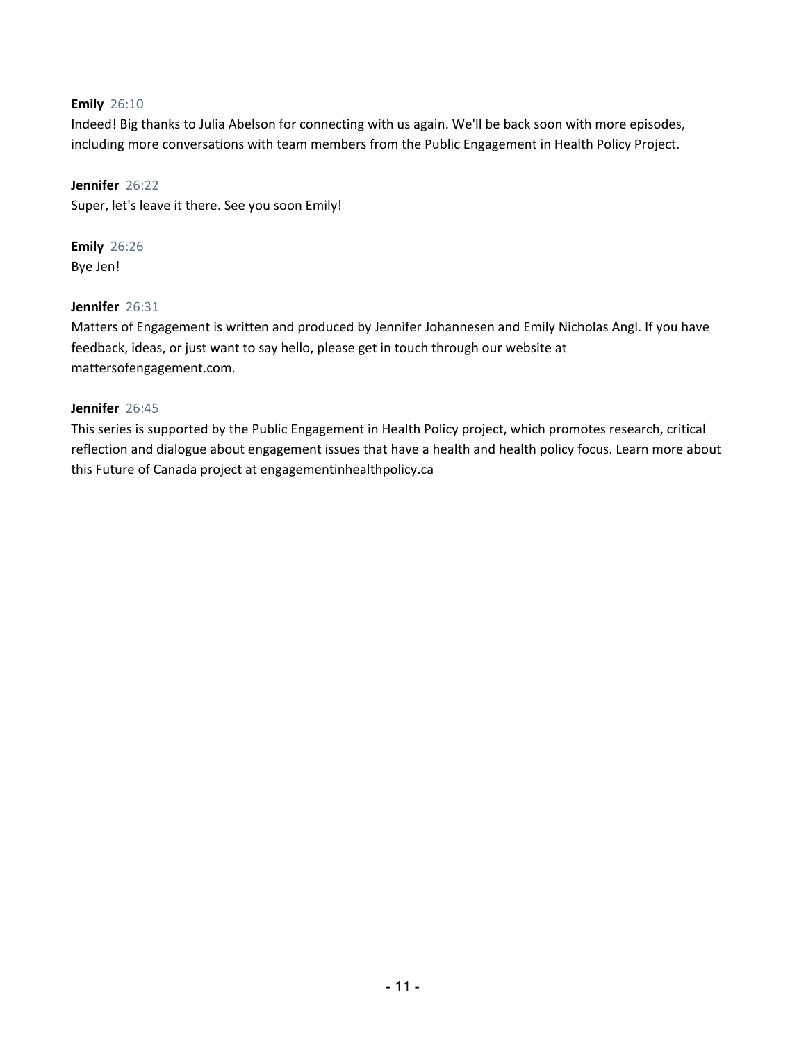**Emily** 26:10
Indeed! Big thanks to Julia Abelson for connecting with us again. We'll be back soon with more episodes, including more conversations with team members from the Public Engagement in Health Policy Project.

**Jennifer** 26:22
Super, let's leave it there. See you soon Emily!

**Emily** 26:26
Bye Jen!

**Jennifer** 26:31
Matters of Engagement is written and produced by Jennifer Johannesen and Emily Nicholas Angl. If you have feedback, ideas, or just want to say hello, please get in touch through our website at mattersofengagement.com.

**Jennifer** 26:45
This series is supported by the Public Engagement in Health Policy project, which promotes research, critical reflection and dialogue about engagement issues that have a health and health policy focus. Learn more about this Future of Canada project at engagementinhealthpolicy.ca